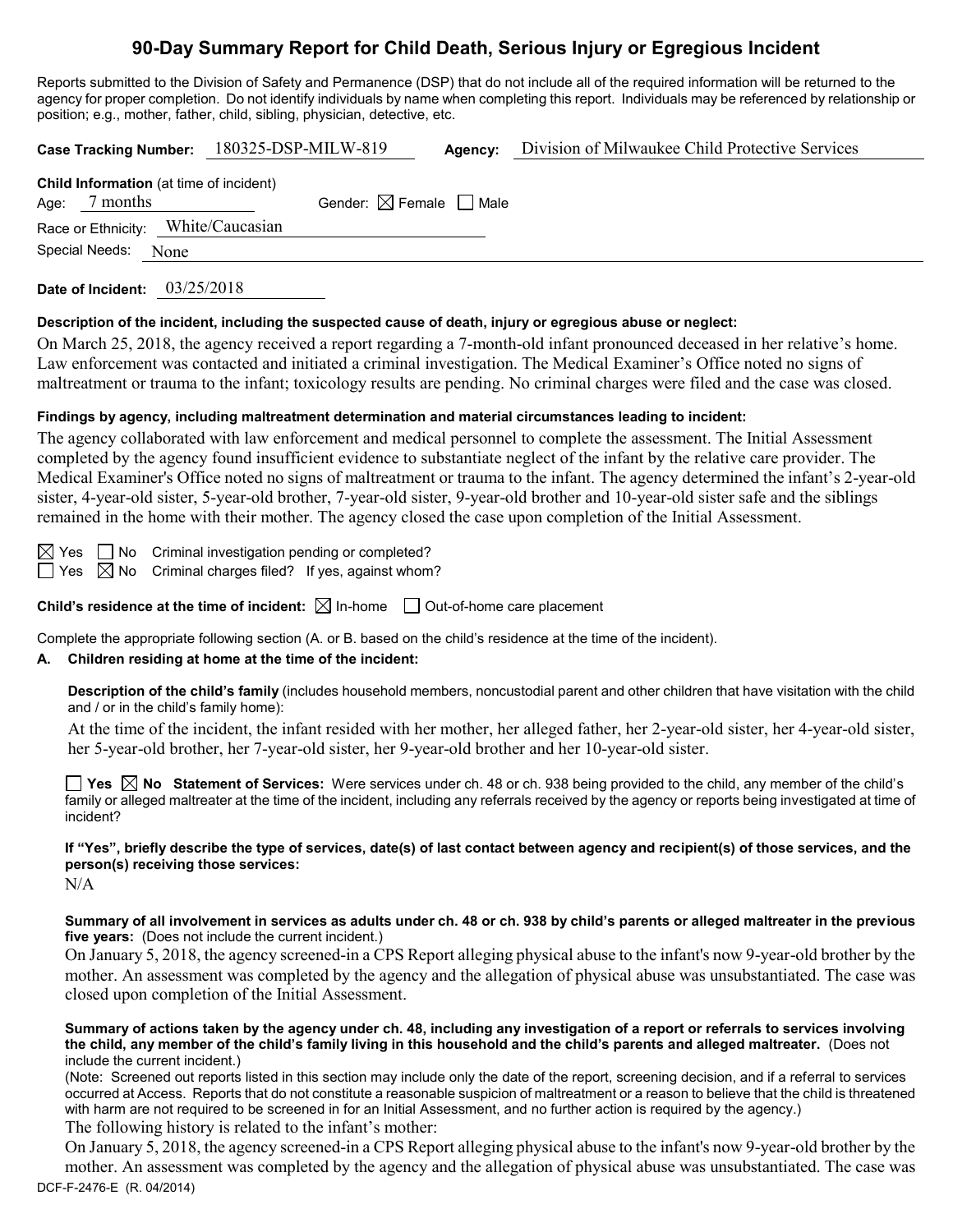# 90-Day Summary Report for Child Death, Serious Injury or Egregious Incident

Reports submitted to the Division of Safety and Permanence (DSP) that do not include all of the required information will be returned to the agency for proper completion. Do not identify individuals by name when completing this report. Individuals may be referenced by relationship or position; e.g., mother, father, child, sibling, physician, detective, etc.

**Case Tracking Number:** 180325-DSP-MILW-819 **Agency:** Division of Milwaukee Child Protective Services

**Child Information** (at time of incident)
Age: 7 months Gender: ☒ Female ☐ Male
Race or Ethnicity: White/Caucasian
Special Needs: None

**Date of Incident:** 03/25/2018

**Description of the incident, including the suspected cause of death, injury or egregious abuse or neglect:**

On March 25, 2018, the agency received a report regarding a 7-month-old infant pronounced deceased in her relative's home. Law enforcement was contacted and initiated a criminal investigation. The Medical Examiner's Office noted no signs of maltreatment or trauma to the infant; toxicology results are pending. No criminal charges were filed and the case was closed.

**Findings by agency, including maltreatment determination and material circumstances leading to incident:**

The agency collaborated with law enforcement and medical personnel to complete the assessment. The Initial Assessment completed by the agency found insufficient evidence to substantiate neglect of the infant by the relative care provider. The Medical Examiner's Office noted no signs of maltreatment or trauma to the infant. The agency determined the infant's 2-year-old sister, 4-year-old sister, 5-year-old brother, 7-year-old sister, 9-year-old brother and 10-year-old sister safe and the siblings remained in the home with their mother. The agency closed the case upon completion of the Initial Assessment.

☒ Yes ☐ No Criminal investigation pending or completed?
☐ Yes ☒ No Criminal charges filed? If yes, against whom?

**Child's residence at the time of incident:** ☒ In-home ☐ Out-of-home care placement

Complete the appropriate following section (A. or B. based on the child's residence at the time of the incident).

**A. Children residing at home at the time of the incident:**

**Description of the child's family** (includes household members, noncustodial parent and other children that have visitation with the child and / or in the child's family home):

At the time of the incident, the infant resided with her mother, her alleged father, her 2-year-old sister, her 4-year-old sister, her 5-year-old brother, her 7-year-old sister, her 9-year-old brother and her 10-year-old sister.

☐ **Yes** ☒ **No Statement of Services:** Were services under ch. 48 or ch. 938 being provided to the child, any member of the child's family or alleged maltreater at the time of the incident, including any referrals received by the agency or reports being investigated at time of incident?

**If "Yes", briefly describe the type of services, date(s) of last contact between agency and recipient(s) of those services, and the person(s) receiving those services:**

N/A

**Summary of all involvement in services as adults under ch. 48 or ch. 938 by child's parents or alleged maltreater in the previous five years:** (Does not include the current incident.)

On January 5, 2018, the agency screened-in a CPS Report alleging physical abuse to the infant's now 9-year-old brother by the mother. An assessment was completed by the agency and the allegation of physical abuse was unsubstantiated. The case was closed upon completion of the Initial Assessment.

**Summary of actions taken by the agency under ch. 48, including any investigation of a report or referrals to services involving the child, any member of the child's family living in this household and the child's parents and alleged maltreater.** (Does not include the current incident.)

(Note: Screened out reports listed in this section may include only the date of the report, screening decision, and if a referral to services occurred at Access. Reports that do not constitute a reasonable suspicion of maltreatment or a reason to believe that the child is threatened with harm are not required to be screened in for an Initial Assessment, and no further action is required by the agency.)

The following history is related to the infant's mother:

On January 5, 2018, the agency screened-in a CPS Report alleging physical abuse to the infant's now 9-year-old brother by the mother. An assessment was completed by the agency and the allegation of physical abuse was unsubstantiated. The case was

DCF-F-2476-E (R. 04/2014)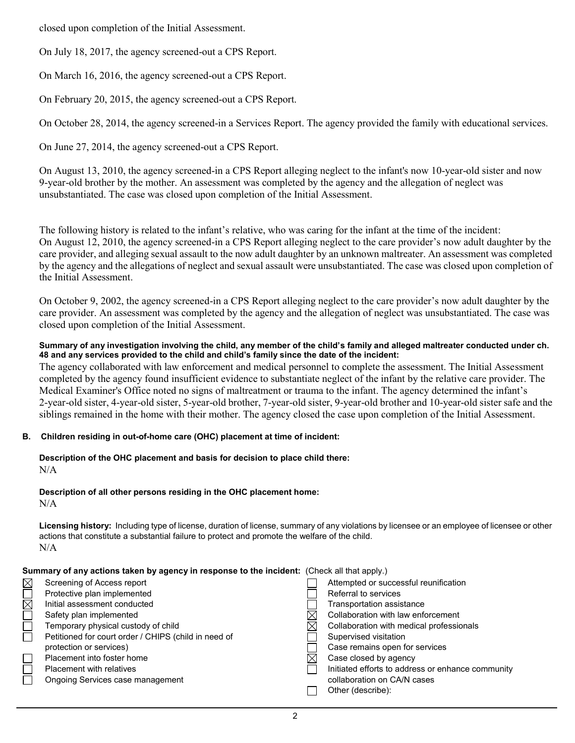closed upon completion of the Initial Assessment.

On July 18, 2017, the agency screened-out a CPS Report.

On March 16, 2016, the agency screened-out a CPS Report.

On February 20, 2015, the agency screened-out a CPS Report.

On October 28, 2014, the agency screened-in a Services Report. The agency provided the family with educational services.

On June 27, 2014, the agency screened-out a CPS Report.

On August 13, 2010, the agency screened-in a CPS Report alleging neglect to the infant's now 10-year-old sister and now 9-year-old brother by the mother. An assessment was completed by the agency and the allegation of neglect was unsubstantiated. The case was closed upon completion of the Initial Assessment.

The following history is related to the infant's relative, who was caring for the infant at the time of the incident:
On August 12, 2010, the agency screened-in a CPS Report alleging neglect to the care provider's now adult daughter by the care provider, and alleging sexual assault to the now adult daughter by an unknown maltreater. An assessment was completed by the agency and the allegations of neglect and sexual assault were unsubstantiated. The case was closed upon completion of the Initial Assessment.

On October 9, 2002, the agency screened-in a CPS Report alleging neglect to the care provider's now adult daughter by the care provider. An assessment was completed by the agency and the allegation of neglect was unsubstantiated. The case was closed upon completion of the Initial Assessment.

**Summary of any investigation involving the child, any member of the child's family and alleged maltreater conducted under ch. 48 and any services provided to the child and child's family since the date of the incident:**

The agency collaborated with law enforcement and medical personnel to complete the assessment. The Initial Assessment completed by the agency found insufficient evidence to substantiate neglect of the infant by the relative care provider. The Medical Examiner's Office noted no signs of maltreatment or trauma to the infant. The agency determined the infant's 2-year-old sister, 4-year-old sister, 5-year-old brother, 7-year-old sister, 9-year-old brother and 10-year-old sister safe and the siblings remained in the home with their mother. The agency closed the case upon completion of the Initial Assessment.

**B. Children residing in out-of-home care (OHC) placement at time of incident:**

**Description of the OHC placement and basis for decision to place child there:**
N/A

**Description of all other persons residing in the OHC placement home:**
N/A

**Licensing history:** Including type of license, duration of license, summary of any violations by licensee or an employee of licensee or other actions that constitute a substantial failure to protect and promote the welfare of the child.
N/A

**Summary of any actions taken by agency in response to the incident:** (Check all that apply.)

- [x] Screening of Access report
- [ ] Protective plan implemented
- [x] Initial assessment conducted
- [ ] Safety plan implemented
- [ ] Temporary physical custody of child
- [ ] Petitioned for court order / CHIPS (child in need of protection or services)
- [ ] Placement into foster home
- [ ] Placement with relatives
- [ ] Ongoing Services case management
- [ ] Attempted or successful reunification
- [ ] Referral to services
- [ ] Transportation assistance
- [x] Collaboration with law enforcement
- [x] Collaboration with medical professionals
- [ ] Supervised visitation
- [ ] Case remains open for services
- [x] Case closed by agency
- [ ] Initiated efforts to address or enhance community collaboration on CA/N cases
- [ ] Other (describe):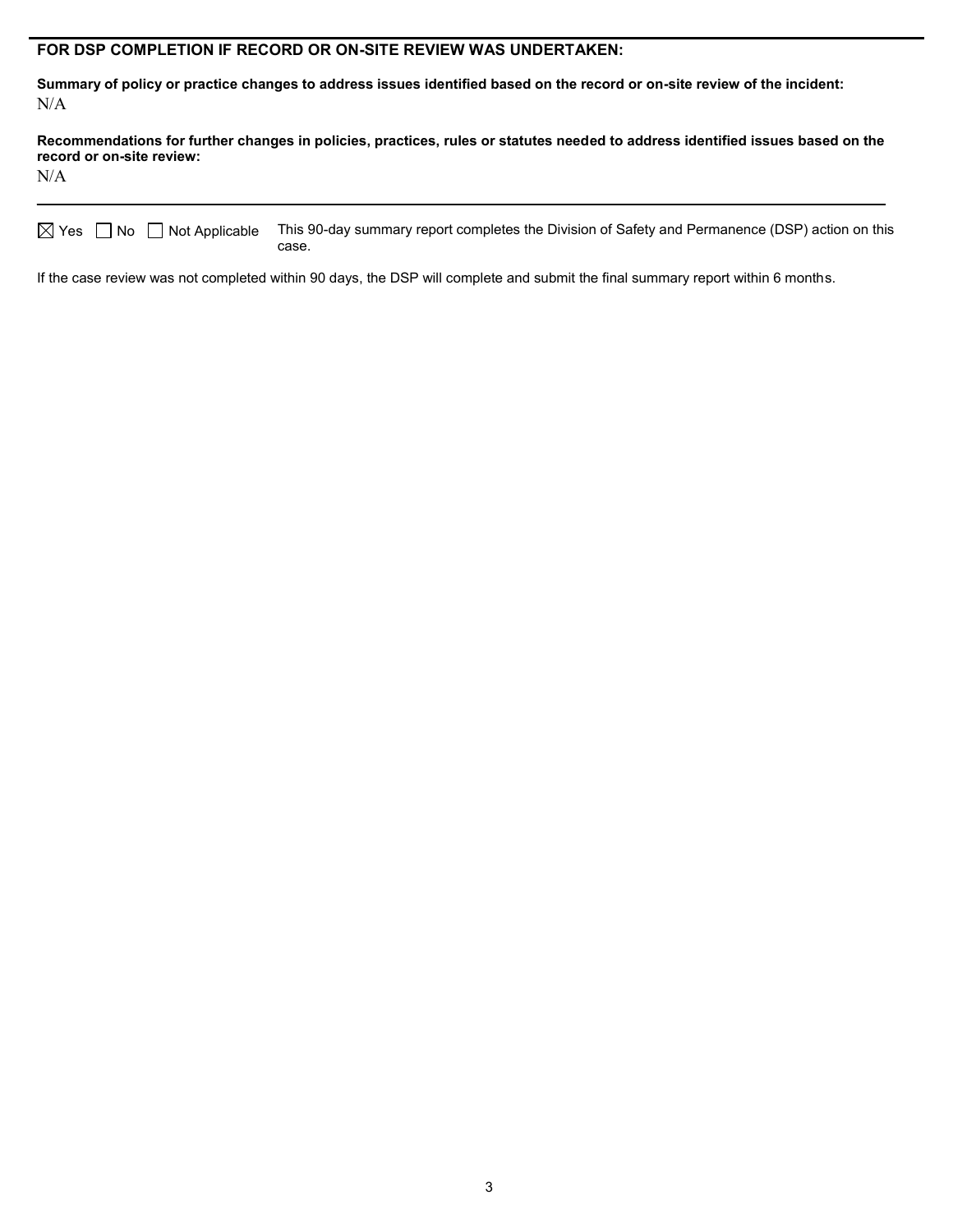**FOR DSP COMPLETION IF RECORD OR ON-SITE REVIEW WAS UNDERTAKEN:**

**Summary of policy or practice changes to address issues identified based on the record or on-site review of the incident:**

N/A

**Recommendations for further changes in policies, practices, rules or statutes needed to address identified issues based on the record or on-site review:**

N/A

---

☒ Yes ☐ No ☐ Not Applicable This 90-day summary report completes the Division of Safety and Permanence (DSP) action on this case.

If the case review was not completed within 90 days, the DSP will complete and submit the final summary report within 6 months.